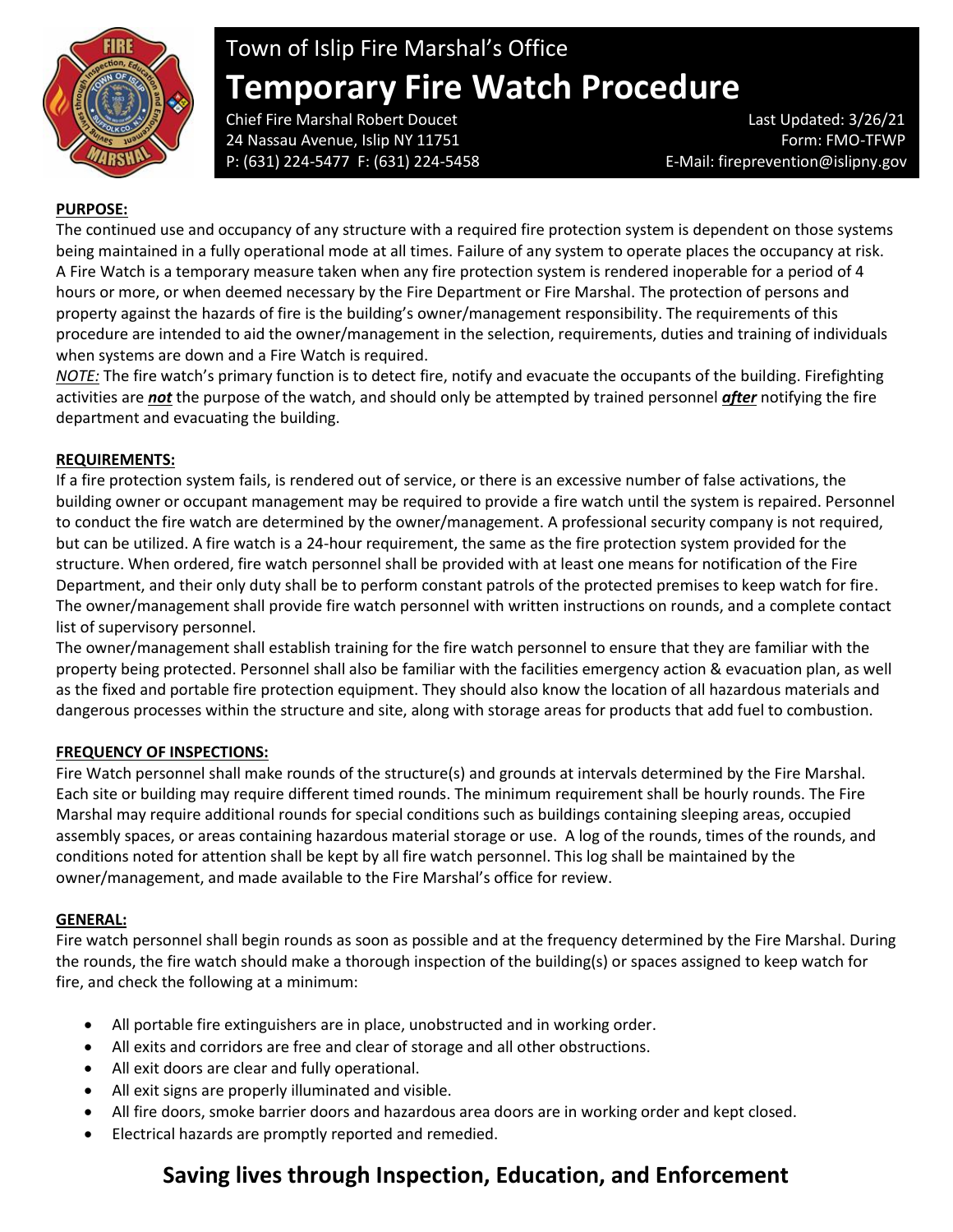# Town of Islip Fire Marshal's Office

## Temporary Fire Watch Procedure

Chief Fire Marshal Robert Doucet
24 Nassau Avenue, Islip NY 11751
P: (631) 224-5477 F: (631) 224-5458

Last Updated: 3/26/21
Form: FMO-TFWP
E-Mail: fireprevention@islipny.gov

**PURPOSE:**

The continued use and occupancy of any structure with a required fire protection system is dependent on those systems being maintained in a fully operational mode at all times. Failure of any system to operate places the occupancy at risk. A Fire Watch is a temporary measure taken when any fire protection system is rendered inoperable for a period of 4 hours or more, or when deemed necessary by the Fire Department or Fire Marshal. The protection of persons and property against the hazards of fire is the building's owner/management responsibility. The requirements of this procedure are intended to aid the owner/management in the selection, requirements, duties and training of individuals when systems are down and a Fire Watch is required.

*NOTE:* The fire watch's primary function is to detect fire, notify and evacuate the occupants of the building. Firefighting activities are ***not*** the purpose of the watch, and should only be attempted by trained personnel ***after*** notifying the fire department and evacuating the building.

**REQUIREMENTS:**

If a fire protection system fails, is rendered out of service, or there is an excessive number of false activations, the building owner or occupant management may be required to provide a fire watch until the system is repaired. Personnel to conduct the fire watch are determined by the owner/management. A professional security company is not required, but can be utilized. A fire watch is a 24-hour requirement, the same as the fire protection system provided for the structure. When ordered, fire watch personnel shall be provided with at least one means for notification of the Fire Department, and their only duty shall be to perform constant patrols of the protected premises to keep watch for fire. The owner/management shall provide fire watch personnel with written instructions on rounds, and a complete contact list of supervisory personnel.

The owner/management shall establish training for the fire watch personnel to ensure that they are familiar with the property being protected. Personnel shall also be familiar with the facilities emergency action & evacuation plan, as well as the fixed and portable fire protection equipment. They should also know the location of all hazardous materials and dangerous processes within the structure and site, along with storage areas for products that add fuel to combustion.

**FREQUENCY OF INSPECTIONS:**

Fire Watch personnel shall make rounds of the structure(s) and grounds at intervals determined by the Fire Marshal. Each site or building may require different timed rounds. The minimum requirement shall be hourly rounds. The Fire Marshal may require additional rounds for special conditions such as buildings containing sleeping areas, occupied assembly spaces, or areas containing hazardous material storage or use. A log of the rounds, times of the rounds, and conditions noted for attention shall be kept by all fire watch personnel. This log shall be maintained by the owner/management, and made available to the Fire Marshal's office for review.

**GENERAL:**

Fire watch personnel shall begin rounds as soon as possible and at the frequency determined by the Fire Marshal. During the rounds, the fire watch should make a thorough inspection of the building(s) or spaces assigned to keep watch for fire, and check the following at a minimum:

- All portable fire extinguishers are in place, unobstructed and in working order.
- All exits and corridors are free and clear of storage and all other obstructions.
- All exit doors are clear and fully operational.
- All exit signs are properly illuminated and visible.
- All fire doors, smoke barrier doors and hazardous area doors are in working order and kept closed.
- Electrical hazards are promptly reported and remedied.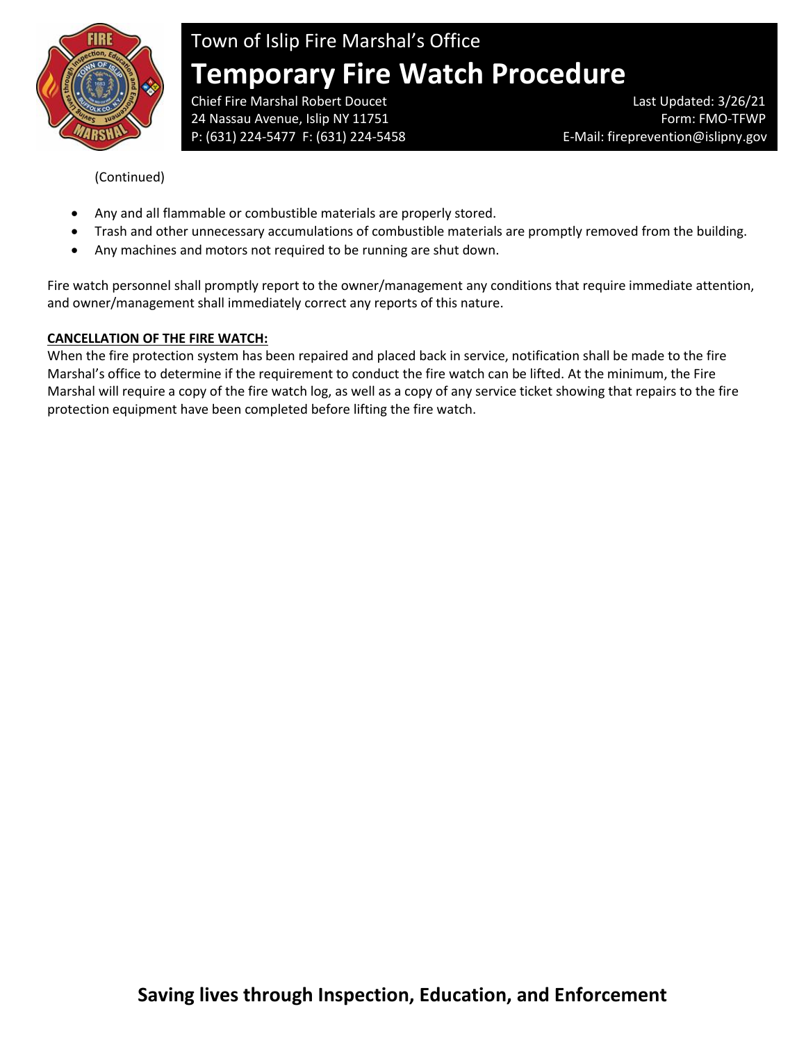(Continued)

- Any and all flammable or combustible materials are properly stored.
- Trash and other unnecessary accumulations of combustible materials are promptly removed from the building.
- Any machines and motors not required to be running are shut down.

Fire watch personnel shall promptly report to the owner/management any conditions that require immediate attention, and owner/management shall immediately correct any reports of this nature.

**CANCELLATION OF THE FIRE WATCH:**

When the fire protection system has been repaired and placed back in service, notification shall be made to the fire Marshal's office to determine if the requirement to conduct the fire watch can be lifted. At the minimum, the Fire Marshal will require a copy of the fire watch log, as well as a copy of any service ticket showing that repairs to the fire protection equipment have been completed before lifting the fire watch.